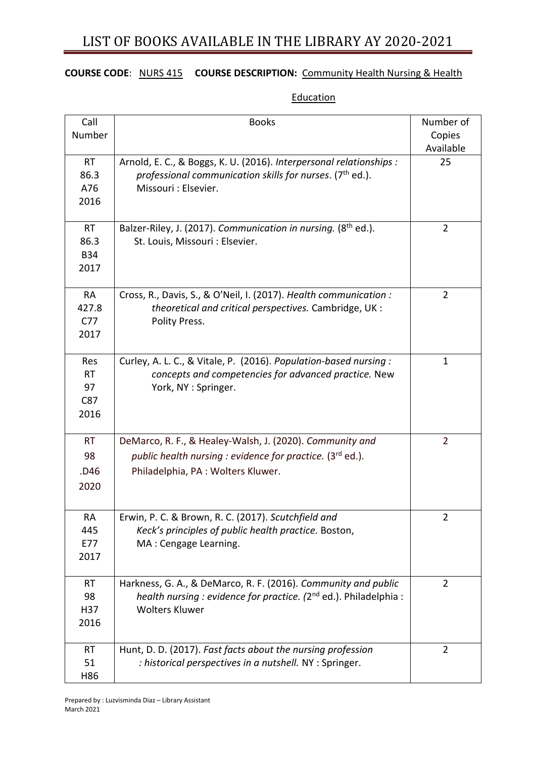# LIST OF BOOKS AVAILABLE IN THE LIBRARY AY 2020-2021

**COURSE CODE**: NURS 415 **COURSE DESCRIPTION:** Community Health Nursing & Health Education

| Call Number | Books | Number of Copies Available |
|---|---|---|
| RT 86.3 A76 2016 | Arnold, E. C., & Boggs, K. U. (2016). *Interpersonal relationships : professional communication skills for nurses*. (7th ed.). Missouri : Elsevier. | 25 |
| RT 86.3 B34 2017 | Balzer-Riley, J. (2017). *Communication in nursing.* (8th ed.). St. Louis, Missouri : Elsevier. | 2 |
| RA 427.8 C77 2017 | Cross, R., Davis, S., & O'Neil, I. (2017). *Health communication : theoretical and critical perspectives.* Cambridge, UK : Polity Press. | 2 |
| Res RT 97 C87 2016 | Curley, A. L. C., & Vitale, P. (2016). *Population-based nursing : concepts and competencies for advanced practice.* New York, NY : Springer. | 1 |
| RT 98 .D46 2020 | DeMarco, R. F., & Healey-Walsh, J. (2020). *Community and public health nursing : evidence for practice.* (3rd ed.). Philadelphia, PA : Wolters Kluwer. | 2 |
| RA 445 E77 2017 | Erwin, P. C. & Brown, R. C. (2017). *Scutchfield and Keck's principles of public health practice.* Boston, MA : Cengage Learning. | 2 |
| RT 98 H37 2016 | Harkness, G. A., & DeMarco, R. F. (2016). *Community and public health nursing : evidence for practice.* (2nd ed.). Philadelphia : Wolters Kluwer | 2 |
| RT 51 H86 | Hunt, D. D. (2017). *Fast facts about the nursing profession : historical perspectives in a nutshell.* NY : Springer. | 2 |

Prepared by : Luzvisminda Diaz – Library Assistant
March 2021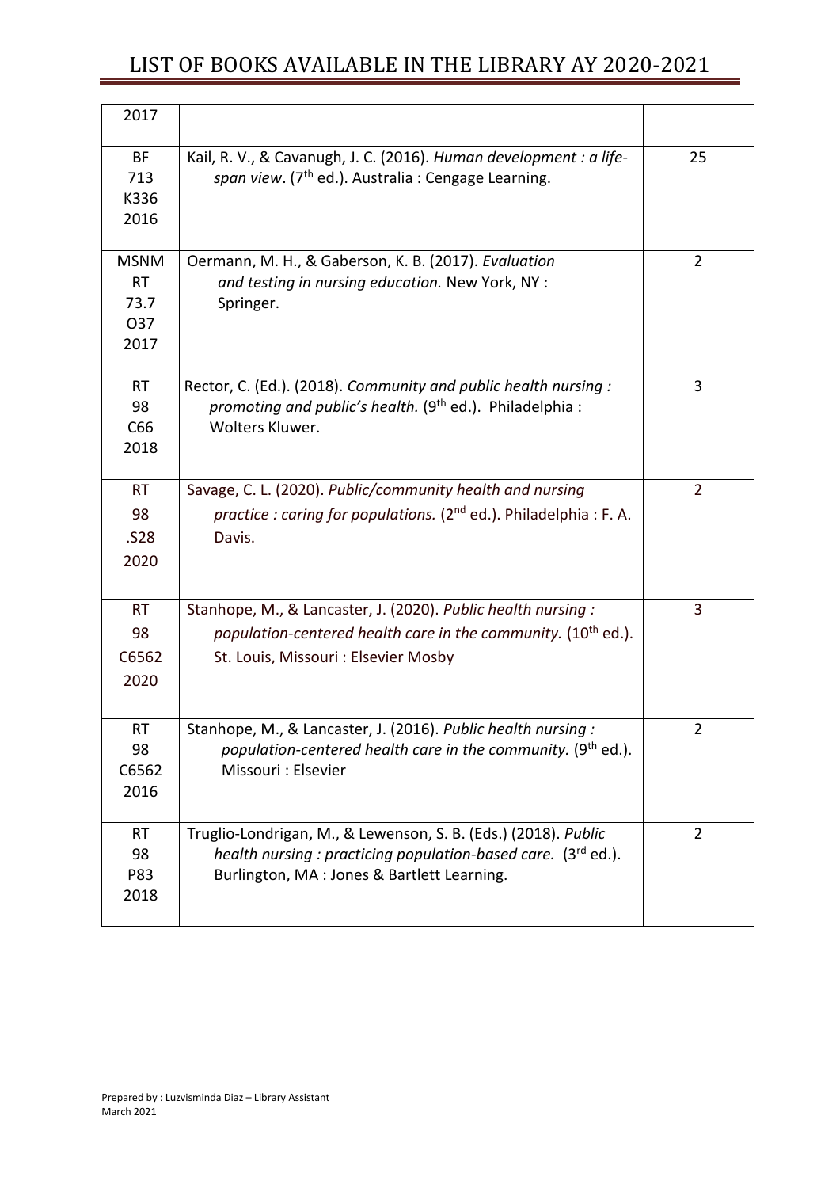| | | |
|---|---|---|
| 2017 | | |
| BF 713 K336 2016 | Kail, R. V., & Cavanugh, J. C. (2016). *Human development : a life-span view*. (7th ed.). Australia : Cengage Learning. | 25 |
| MSNM RT 73.7 O37 2017 | Oermann, M. H., & Gaberson, K. B. (2017). *Evaluation and testing in nursing education.* New York, NY : Springer. | 2 |
| RT 98 C66 2018 | Rector, C. (Ed.). (2018). *Community and public health nursing : promoting and public's health.* (9th ed.). Philadelphia : Wolters Kluwer. | 3 |
| RT 98 .S28 2020 | Savage, C. L. (2020). *Public/community health and nursing practice : caring for populations.* (2nd ed.). Philadelphia : F. A. Davis. | 2 |
| RT 98 C6562 2020 | Stanhope, M., & Lancaster, J. (2020). *Public health nursing : population-centered health care in the community.* (10th ed.). St. Louis, Missouri : Elsevier Mosby | 3 |
| RT 98 C6562 2016 | Stanhope, M., & Lancaster, J. (2016). *Public health nursing : population-centered health care in the community.* (9th ed.). Missouri : Elsevier | 2 |
| RT 98 P83 2018 | Truglio-Londrigan, M., & Lewenson, S. B. (Eds.) (2018). *Public health nursing : practicing population-based care.* (3rd ed.). Burlington, MA : Jones & Bartlett Learning. | 2 |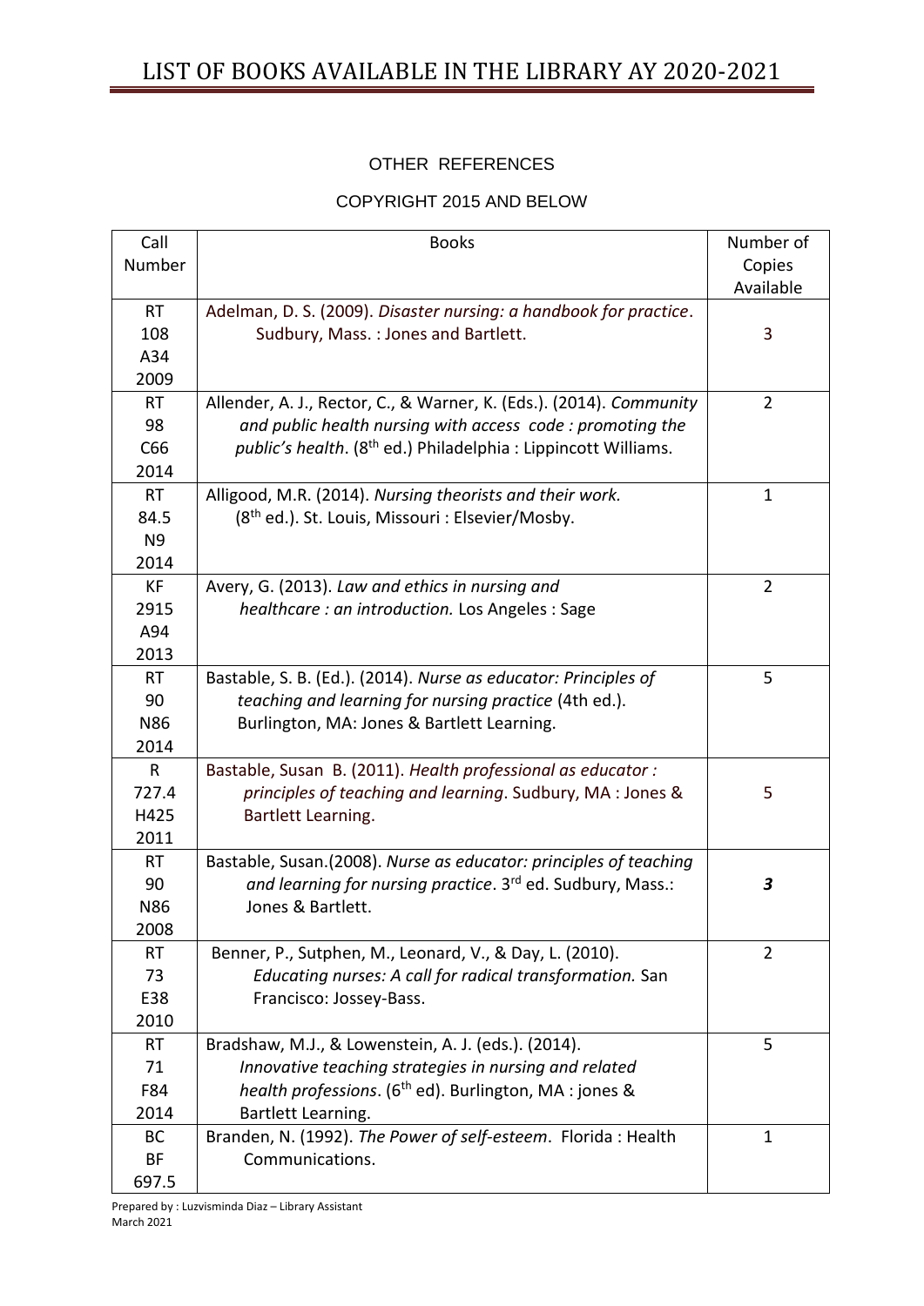# LIST OF BOOKS AVAILABLE IN THE LIBRARY AY 2020-2021

OTHER REFERENCES

COPYRIGHT 2015 AND BELOW

| Call Number | Books | Number of Copies Available |
|---|---|---|
| RT 108 A34 2009 | Adelman, D. S. (2009). *Disaster nursing: a handbook for practice*. Sudbury, Mass. : Jones and Bartlett. | 3 |
| RT 98 C66 2014 | Allender, A. J., Rector, C., & Warner, K. (Eds.). (2014). *Community and public health nursing with access code : promoting the public's health*. (8th ed.) Philadelphia : Lippincott Williams. | 2 |
| RT 84.5 N9 2014 | Alligood, M.R. (2014). *Nursing theorists and their work.* (8th ed.). St. Louis, Missouri : Elsevier/Mosby. | 1 |
| KF 2915 A94 2013 | Avery, G. (2013). *Law and ethics in nursing and healthcare : an introduction.* Los Angeles : Sage | 2 |
| RT 90 N86 2014 | Bastable, S. B. (Ed.). (2014). *Nurse as educator: Principles of teaching and learning for nursing practice* (4th ed.). Burlington, MA: Jones & Bartlett Learning. | 5 |
| R 727.4 H425 2011 | Bastable, Susan B. (2011). *Health professional as educator : principles of teaching and learning*. Sudbury, MA : Jones & Bartlett Learning. | 5 |
| RT 90 N86 2008 | Bastable, Susan.(2008). *Nurse as educator: principles of teaching and learning for nursing practice*. 3rd ed. Sudbury, Mass.: Jones & Bartlett. | ***3*** |
| RT 73 E38 2010 | Benner, P., Sutphen, M., Leonard, V., & Day, L. (2010). *Educating nurses: A call for radical transformation.* San Francisco: Jossey-Bass. | 2 |
| RT 71 F84 2014 | Bradshaw, M.J., & Lowenstein, A. J. (eds.). (2014). *Innovative teaching strategies in nursing and related health professions*. (6th ed). Burlington, MA : jones & Bartlett Learning. | 5 |
| BC BF 697.5 | Branden, N. (1992). *The Power of self-esteem*. Florida : Health Communications. | 1 |

Prepared by : Luzvisminda Diaz – Library Assistant
March 2021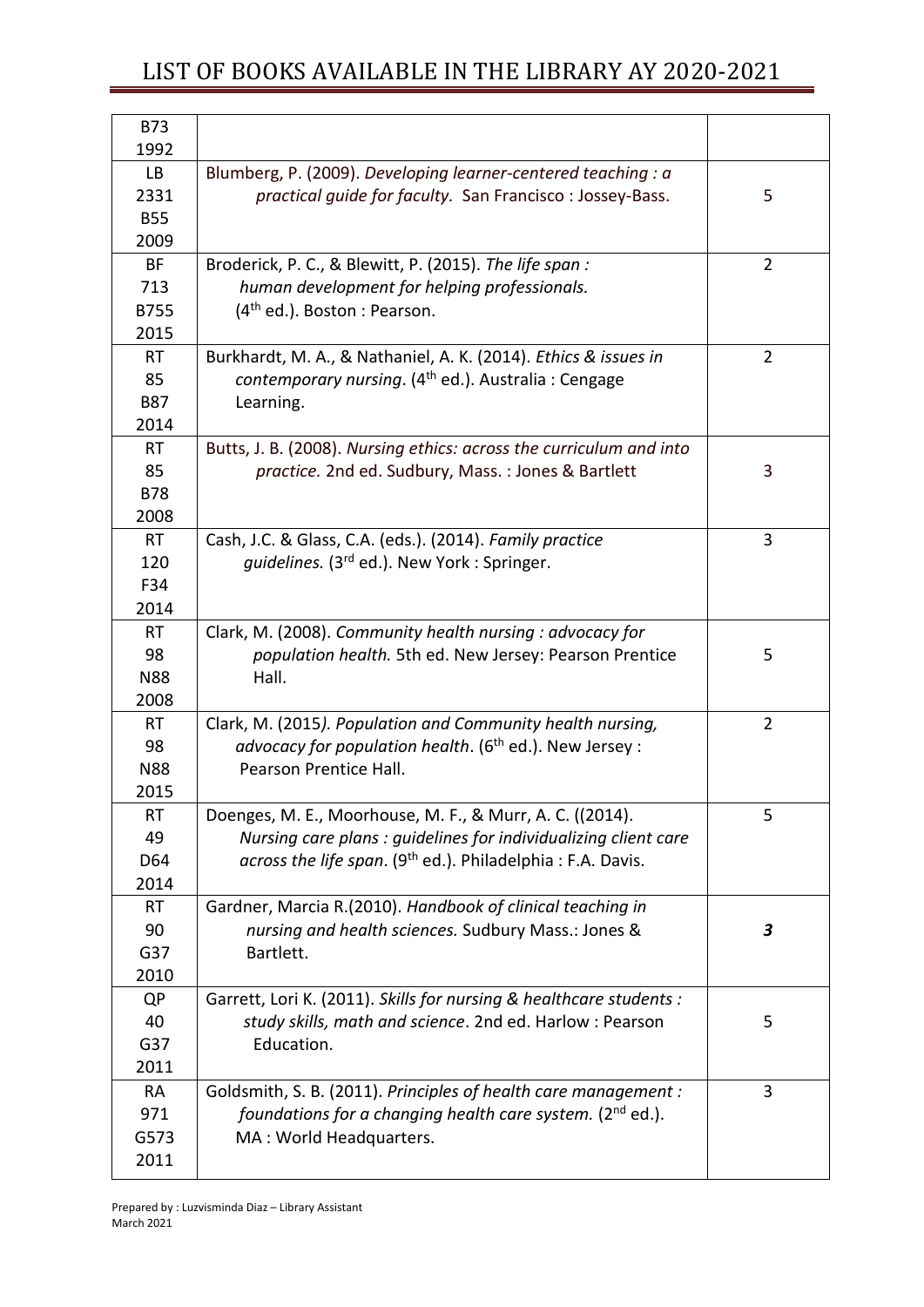# LIST OF BOOKS AVAILABLE IN THE LIBRARY AY 2020-2021

| | | |
|---|---|---|
| B73 1992 | | |
| LB 2331 B55 2009 | Blumberg, P. (2009). *Developing learner-centered teaching : a practical guide for faculty.* San Francisco : Jossey-Bass. | 5 |
| BF 713 B755 2015 | Broderick, P. C., & Blewitt, P. (2015). *The life span : human development for helping professionals.* (4th ed.). Boston : Pearson. | 2 |
| RT 85 B87 2014 | Burkhardt, M. A., & Nathaniel, A. K. (2014). *Ethics & issues in contemporary nursing*. (4th ed.). Australia : Cengage Learning. | 2 |
| RT 85 B78 2008 | Butts, J. B. (2008). *Nursing ethics: across the curriculum and into practice.* 2nd ed. Sudbury, Mass. : Jones & Bartlett | 3 |
| RT 120 F34 2014 | Cash, J.C. & Glass, C.A. (eds.). (2014). *Family practice guidelines.* (3rd ed.). New York : Springer. | 3 |
| RT 98 N88 2008 | Clark, M. (2008). *Community health nursing : advocacy for population health.* 5th ed. New Jersey: Pearson Prentice Hall. | 5 |
| RT 98 N88 2015 | Clark, M. (2015*). Population and Community health nursing, advocacy for population health*. (6th ed.). New Jersey : Pearson Prentice Hall. | 2 |
| RT 49 D64 2014 | Doenges, M. E., Moorhouse, M. F., & Murr, A. C. ((2014). *Nursing care plans : guidelines for individualizing client care across the life span*. (9th ed.). Philadelphia : F.A. Davis. | 5 |
| RT 90 G37 2010 | Gardner, Marcia R.(2010). *Handbook of clinical teaching in nursing and health sciences.* Sudbury Mass.: Jones & Bartlett. | ***3*** |
| QP 40 G37 2011 | Garrett, Lori K. (2011). *Skills for nursing & healthcare students : study skills, math and science*. 2nd ed. Harlow : Pearson Education. | 5 |
| RA 971 G573 2011 | Goldsmith, S. B. (2011). *Principles of health care management : foundations for a changing health care system.* (2nd ed.). MA : World Headquarters. | 3 |

Prepared by : Luzvisminda Diaz – Library Assistant
March 2021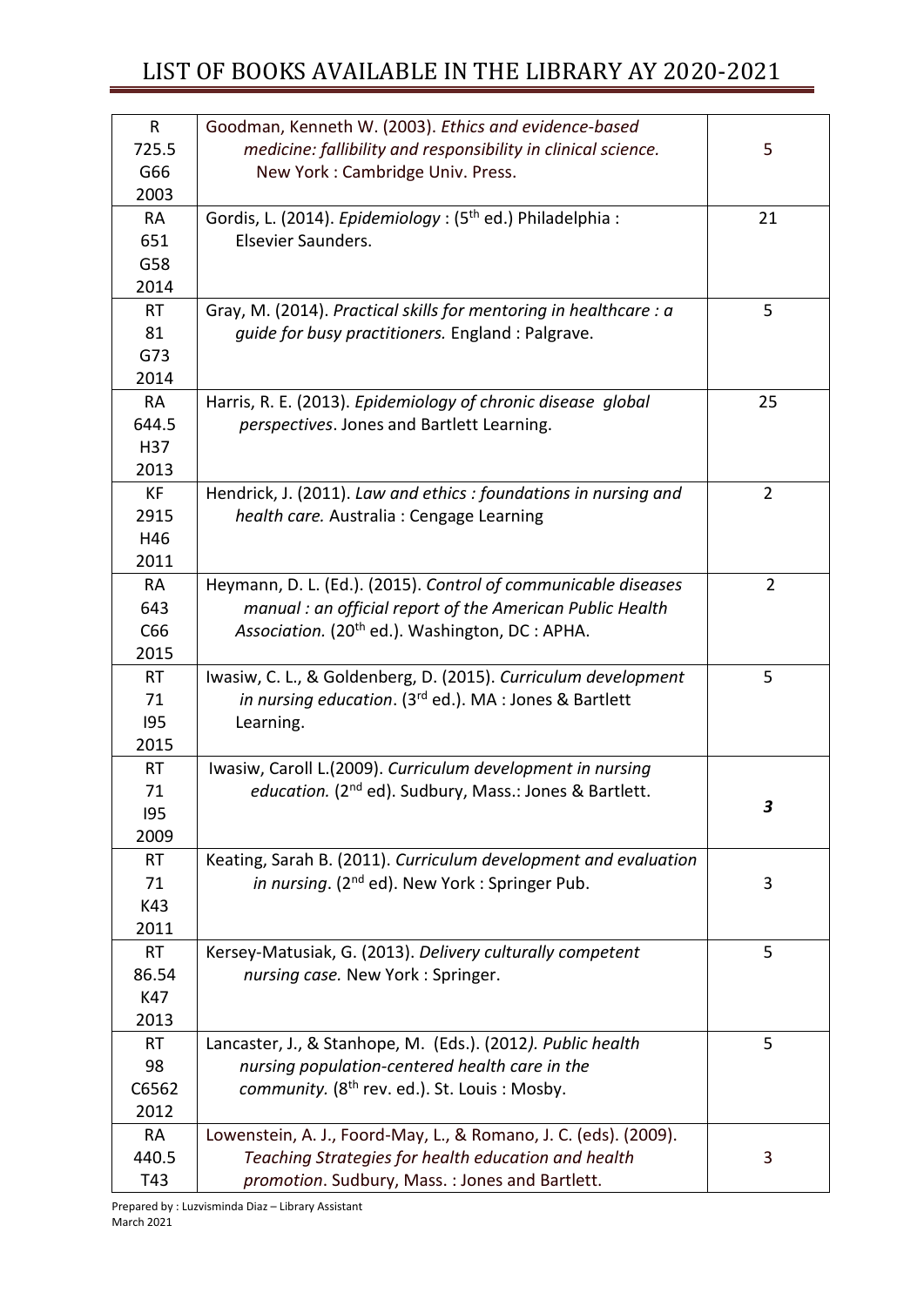# LIST OF BOOKS AVAILABLE IN THE LIBRARY AY 2020-2021

| | | |
|---|---|---|
| R 725.5 G66 2003 | Goodman, Kenneth W. (2003). *Ethics and evidence-based medicine: fallibility and responsibility in clinical science.* New York : Cambridge Univ. Press. | 5 |
| RA 651 G58 2014 | Gordis, L. (2014). *Epidemiology* : (5th ed.) Philadelphia : Elsevier Saunders. | 21 |
| RT 81 G73 2014 | Gray, M. (2014). *Practical skills for mentoring in healthcare : a guide for busy practitioners.* England : Palgrave. | 5 |
| RA 644.5 H37 2013 | Harris, R. E. (2013). *Epidemiology of chronic disease global perspectives*. Jones and Bartlett Learning. | 25 |
| KF 2915 H46 2011 | Hendrick, J. (2011). *Law and ethics : foundations in nursing and health care.* Australia : Cengage Learning | 2 |
| RA 643 C66 2015 | Heymann, D. L. (Ed.). (2015). *Control of communicable diseases manual : an official report of the American Public Health Association.* (20th ed.). Washington, DC : APHA. | 2 |
| RT 71 I95 2015 | Iwasiw, C. L., & Goldenberg, D. (2015). *Curriculum development in nursing education*. (3rd ed.). MA : Jones & Bartlett Learning. | 5 |
| RT 71 I95 2009 | Iwasiw, Caroll L.(2009). *Curriculum development in nursing education.* (2nd ed). Sudbury, Mass.: Jones & Bartlett. | ***3*** |
| RT 71 K43 2011 | Keating, Sarah B. (2011). *Curriculum development and evaluation in nursing*. (2nd ed). New York : Springer Pub. | 3 |
| RT 86.54 K47 2013 | Kersey-Matusiak, G. (2013). *Delivery culturally competent nursing case.* New York : Springer. | 5 |
| RT 98 C6562 2012 | Lancaster, J., & Stanhope, M. (Eds.). (2012*). Public health nursing population-centered health care in the community.* (8th rev. ed.). St. Louis : Mosby. | 5 |
| RA 440.5 T43 | Lowenstein, A. J., Foord-May, L., & Romano, J. C. (eds). (2009). *Teaching Strategies for health education and health promotion*. Sudbury, Mass. : Jones and Bartlett. | 3 |

Prepared by : Luzvisminda Diaz – Library Assistant
March 2021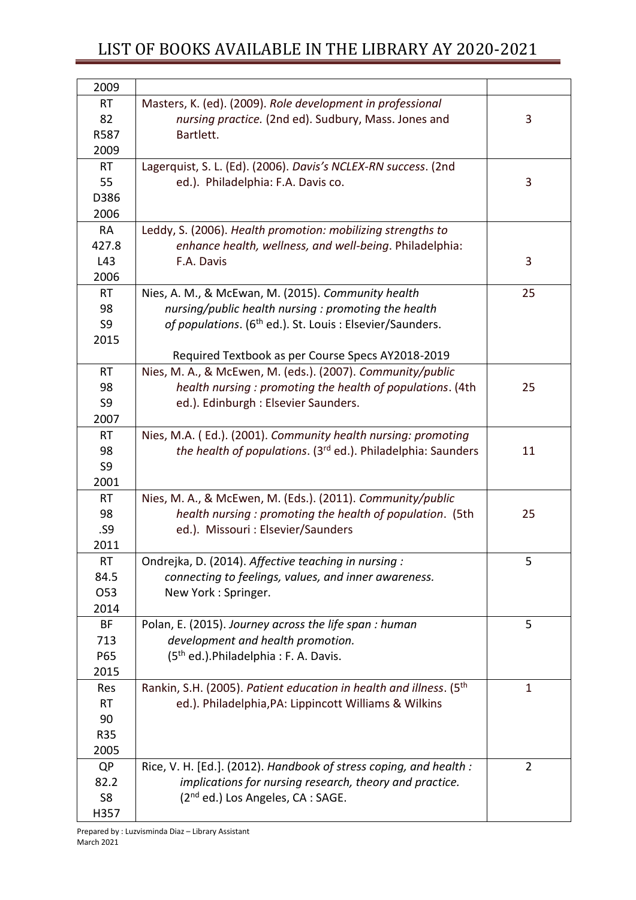| | | |
|---|---|---|
| 2009 | | |
| RT 82 R587 2009 | Masters, K. (ed). (2009). *Role development in professional nursing practice.* (2nd ed). Sudbury, Mass. Jones and Bartlett. | 3 |
| RT 55 D386 2006 | Lagerquist, S. L. (Ed). (2006). *Davis's NCLEX-RN success*. (2nd ed.). Philadelphia: F.A. Davis co. | 3 |
| RA 427.8 L43 2006 | Leddy, S. (2006). *Health promotion: mobilizing strengths to enhance health, wellness, and well-being*. Philadelphia: F.A. Davis | 3 |
| RT 98 S9 2015 | Nies, A. M., & McEwan, M. (2015). *Community health nursing/public health nursing : promoting the health of populations*. (6th ed.). St. Louis : Elsevier/Saunders. Required Textbook as per Course Specs AY2018-2019 | 25 |
| RT 98 S9 2007 | Nies, M. A., & McEwen, M. (eds.). (2007). *Community/public health nursing : promoting the health of populations*. (4th ed.). Edinburgh : Elsevier Saunders. | 25 |
| RT 98 S9 2001 | Nies, M.A. ( Ed.). (2001). *Community health nursing: promoting the health of populations*. (3rd ed.). Philadelphia: Saunders | 11 |
| RT 98 .S9 2011 | Nies, M. A., & McEwen, M. (Eds.). (2011). *Community/public health nursing : promoting the health of population*. (5th ed.). Missouri : Elsevier/Saunders | 25 |
| RT 84.5 O53 2014 | Ondrejka, D. (2014). *Affective teaching in nursing : connecting to feelings, values, and inner awareness.* New York : Springer. | 5 |
| BF 713 P65 2015 | Polan, E. (2015). *Journey across the life span : human development and health promotion.* (5th ed.).Philadelphia : F. A. Davis. | 5 |
| Res RT 90 R35 2005 | Rankin, S.H. (2005). *Patient education in health and illness*. (5th ed.). Philadelphia,PA: Lippincott Williams & Wilkins | 1 |
| QP 82.2 S8 H357 | Rice, V. H. [Ed.]. (2012). *Handbook of stress coping, and health : implications for nursing research, theory and practice.* (2nd ed.) Los Angeles, CA : SAGE. | 2 |

Prepared by : Luzvisminda Diaz – Library Assistant
March 2021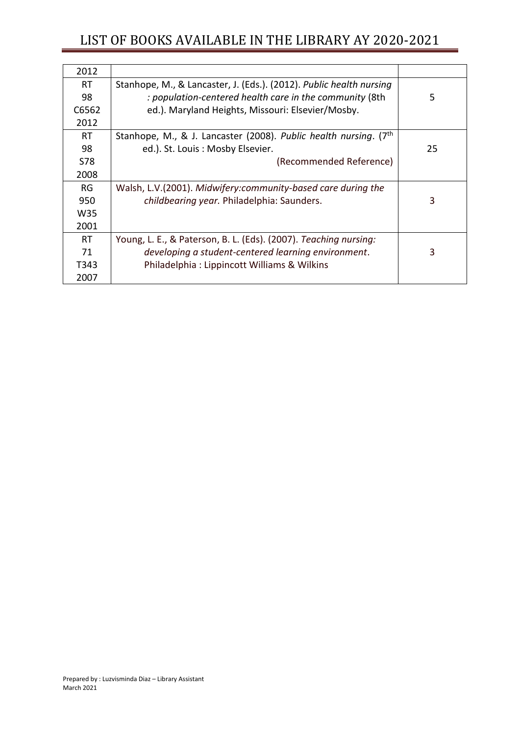| | | |
|---|---|---|
| 2012 | | |
| RT 98 C6562 2012 | Stanhope, M., & Lancaster, J. (Eds.). (2012). *Public health nursing : population-centered health care in the community* (8th ed.). Maryland Heights, Missouri: Elsevier/Mosby. | 5 |
| RT 98 S78 2008 | Stanhope, M., & J. Lancaster (2008). *Public health nursing*. (7th ed.). St. Louis : Mosby Elsevier. (Recommended Reference) | 25 |
| RG 950 W35 2001 | Walsh, L.V.(2001). *Midwifery:community-based care during the childbearing year.* Philadelphia: Saunders. | 3 |
| RT 71 T343 2007 | Young, L. E., & Paterson, B. L. (Eds). (2007). *Teaching nursing: developing a student-centered learning environment*. Philadelphia : Lippincott Williams & Wilkins | 3 |

Prepared by : Luzvisminda Diaz – Library Assistant
March 2021